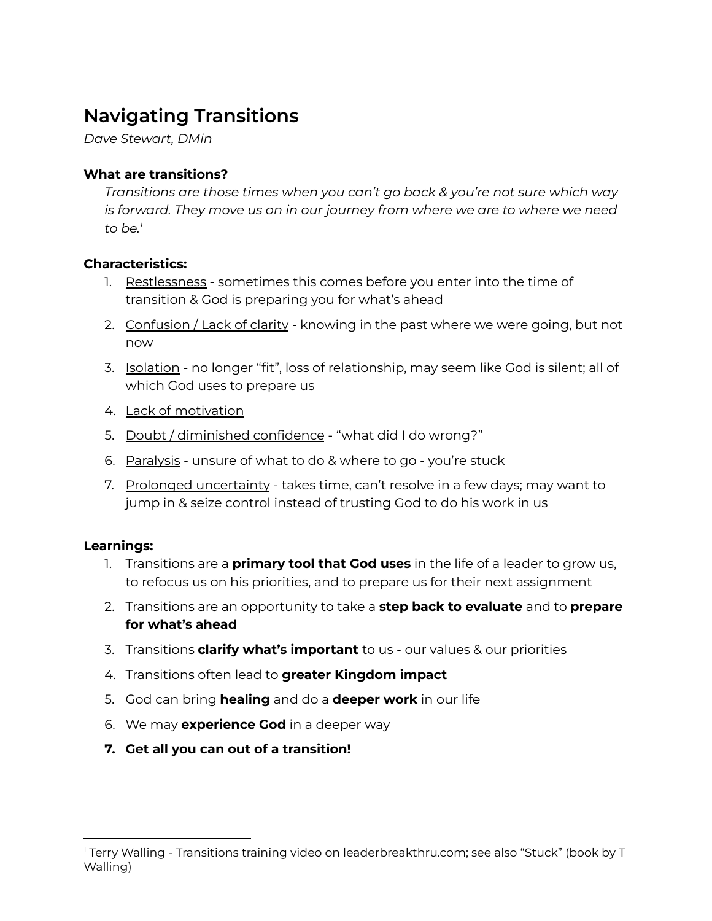# Navigating Transitions

*Dave Stewart, DMin*

**What are transitions?**

*Transitions are those times when you can't go back & you're not sure which way is forward. They move us on in our journey from where we are to where we need to be.*[1]

**Characteristics:**

1. <u>Restlessness</u> - sometimes this comes before you enter into the time of transition & God is preparing you for what's ahead
2. <u>Confusion / Lack of clarity</u> - knowing in the past where we were going, but not now
3. <u>Isolation</u> - no longer "fit", loss of relationship, may seem like God is silent; all of which God uses to prepare us
4. <u>Lack of motivation</u>
5. <u>Doubt / diminished confidence</u> - "what did I do wrong?"
6. <u>Paralysis</u> - unsure of what to do & where to go - you're stuck
7. <u>Prolonged uncertainty</u> - takes time, can't resolve in a few days; may want to jump in & seize control instead of trusting God to do his work in us

**Learnings:**

1. Transitions are a **primary tool that God uses** in the life of a leader to grow us, to refocus us on his priorities, and to prepare us for their next assignment
2. Transitions are an opportunity to take a **step back to evaluate** and to **prepare for what's ahead**
3. Transitions **clarify what's important** to us - our values & our priorities
4. Transitions often lead to **greater Kingdom impact**
5. God can bring **healing** and do a **deeper work** in our life
6. We may **experience God** in a deeper way
7. **Get all you can out of a transition!**

---

[1] Terry Walling - Transitions training video on leaderbreakthru.com; see also "Stuck" (book by T Walling)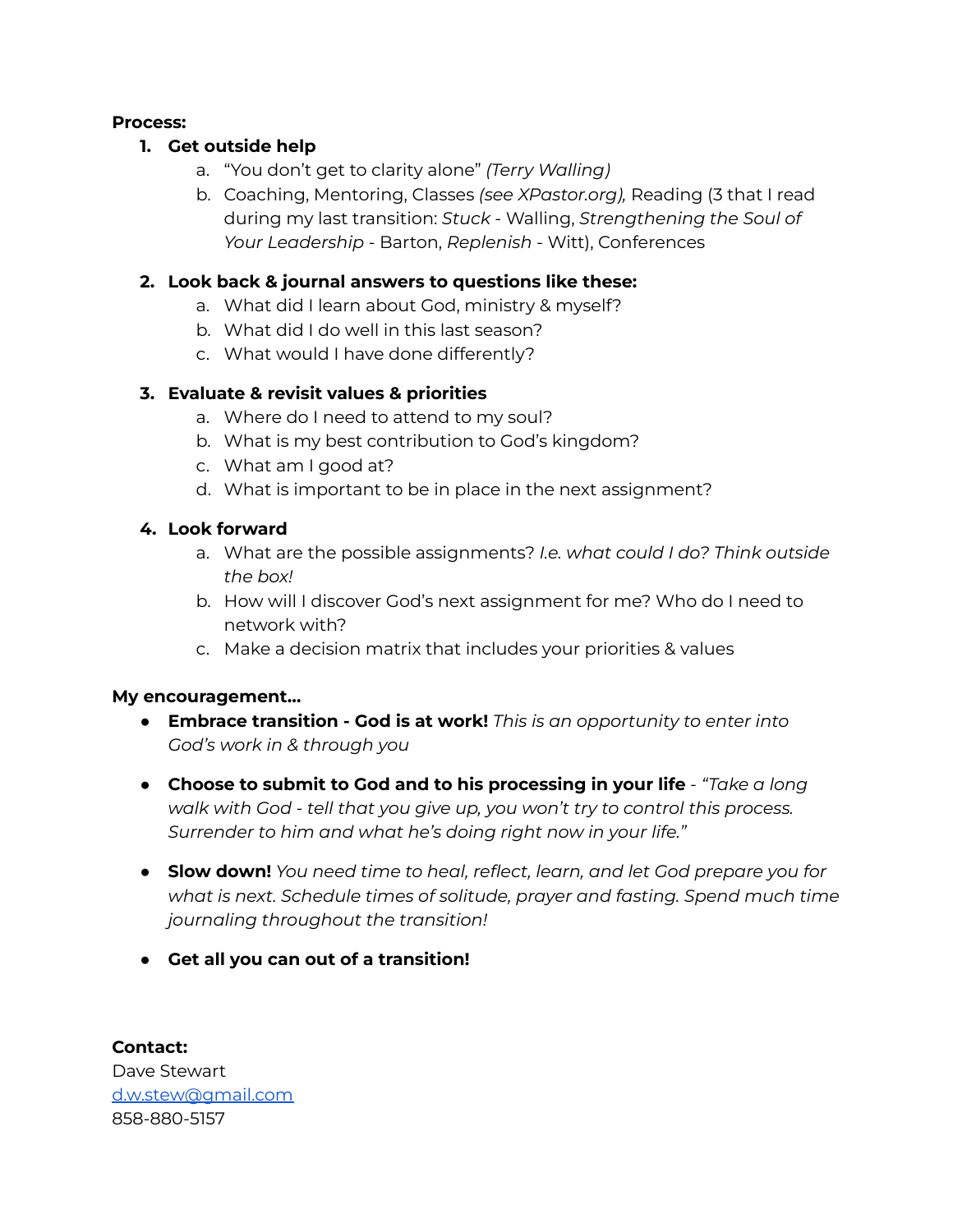**Process:**

1. **Get outside help**
   a. "You don't get to clarity alone" *(Terry Walling)*
   b. Coaching, Mentoring, Classes *(see XPastor.org),* Reading (3 that I read during my last transition: *Stuck* - Walling, *Strengthening the Soul of Your Leadership* - Barton, *Replenish* - Witt), Conferences

2. **Look back & journal answers to questions like these:**
   a. What did I learn about God, ministry & myself?
   b. What did I do well in this last season?
   c. What would I have done differently?

3. **Evaluate & revisit values & priorities**
   a. Where do I need to attend to my soul?
   b. What is my best contribution to God's kingdom?
   c. What am I good at?
   d. What is important to be in place in the next assignment?

4. **Look forward**
   a. What are the possible assignments? *I.e. what could I do? Think outside the box!*
   b. How will I discover God's next assignment for me? Who do I need to network with?
   c. Make a decision matrix that includes your priorities & values

**My encouragement...**

- **Embrace transition - God is at work!** *This is an opportunity to enter into God's work in & through you*

- **Choose to submit to God and to his processing in your life** - *"Take a long walk with God - tell that you give up, you won't try to control this process. Surrender to him and what he's doing right now in your life."*

- **Slow down!** *You need time to heal, reflect, learn, and let God prepare you for what is next. Schedule times of solitude, prayer and fasting. Spend much time journaling throughout the transition!*

- **Get all you can out of a transition!**

**Contact:**
Dave Stewart
d.w.stew@gmail.com
858-880-5157